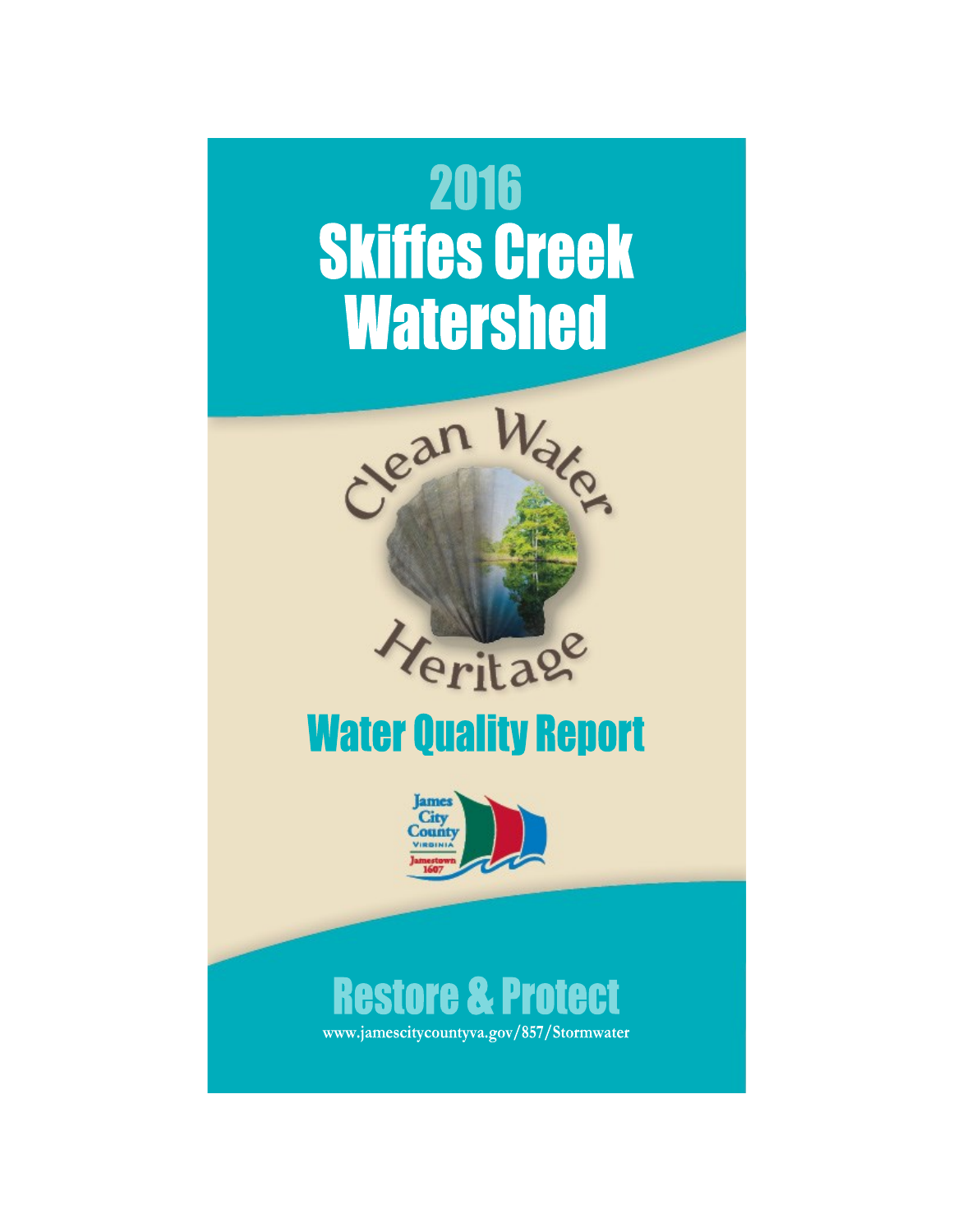# 2016
# Skiffes Creek Watershed

Clean Water Heritage

## Water Quality Report

James City County VIRGINIA Jamestown 1607

## Restore & Protect

www.jamescitycountyva.gov/857/Stormwater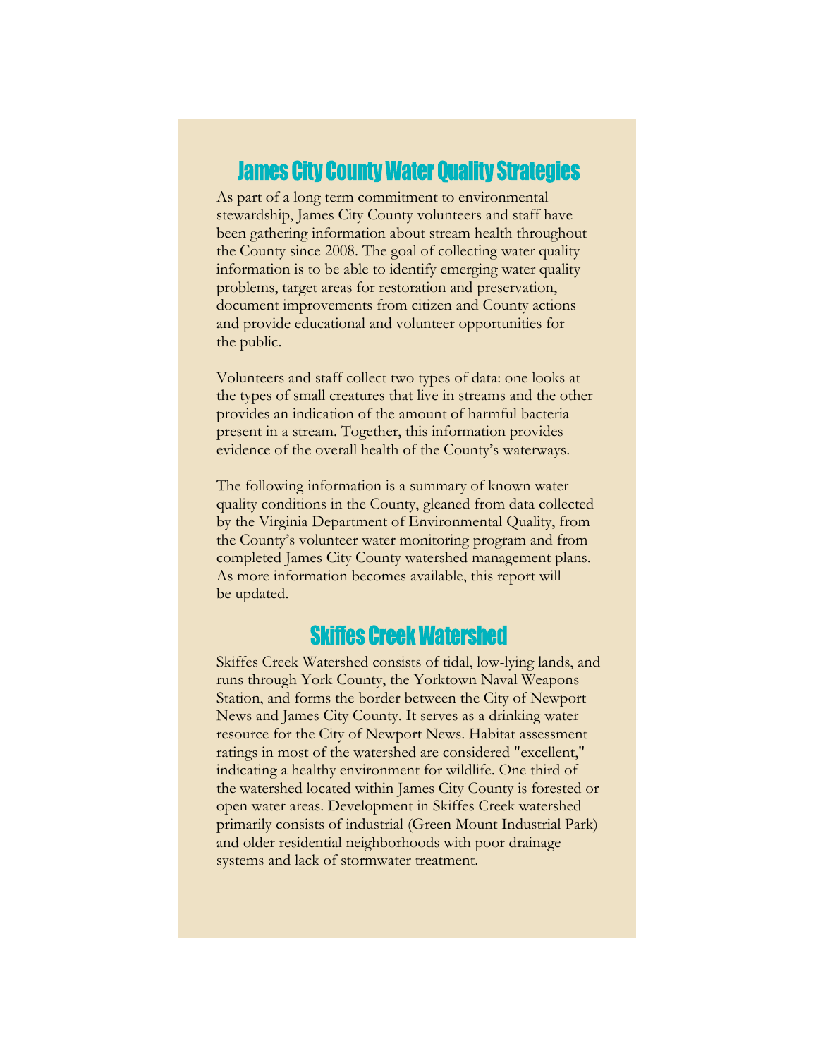## James City County Water Quality Strategies

As part of a long term commitment to environmental stewardship, James City County volunteers and staff have been gathering information about stream health throughout the County since 2008. The goal of collecting water quality information is to be able to identify emerging water quality problems, target areas for restoration and preservation, document improvements from citizen and County actions and provide educational and volunteer opportunities for the public.

Volunteers and staff collect two types of data: one looks at the types of small creatures that live in streams and the other provides an indication of the amount of harmful bacteria present in a stream. Together, this information provides evidence of the overall health of the County's waterways.

The following information is a summary of known water quality conditions in the County, gleaned from data collected by the Virginia Department of Environmental Quality, from the County's volunteer water monitoring program and from completed James City County watershed management plans. As more information becomes available, this report will be updated.

## Skiffes Creek Watershed

Skiffes Creek Watershed consists of tidal, low-lying lands, and runs through York County, the Yorktown Naval Weapons Station, and forms the border between the City of Newport News and James City County. It serves as a drinking water resource for the City of Newport News. Habitat assessment ratings in most of the watershed are considered "excellent," indicating a healthy environment for wildlife. One third of the watershed located within James City County is forested or open water areas. Development in Skiffes Creek watershed primarily consists of industrial (Green Mount Industrial Park) and older residential neighborhoods with poor drainage systems and lack of stormwater treatment.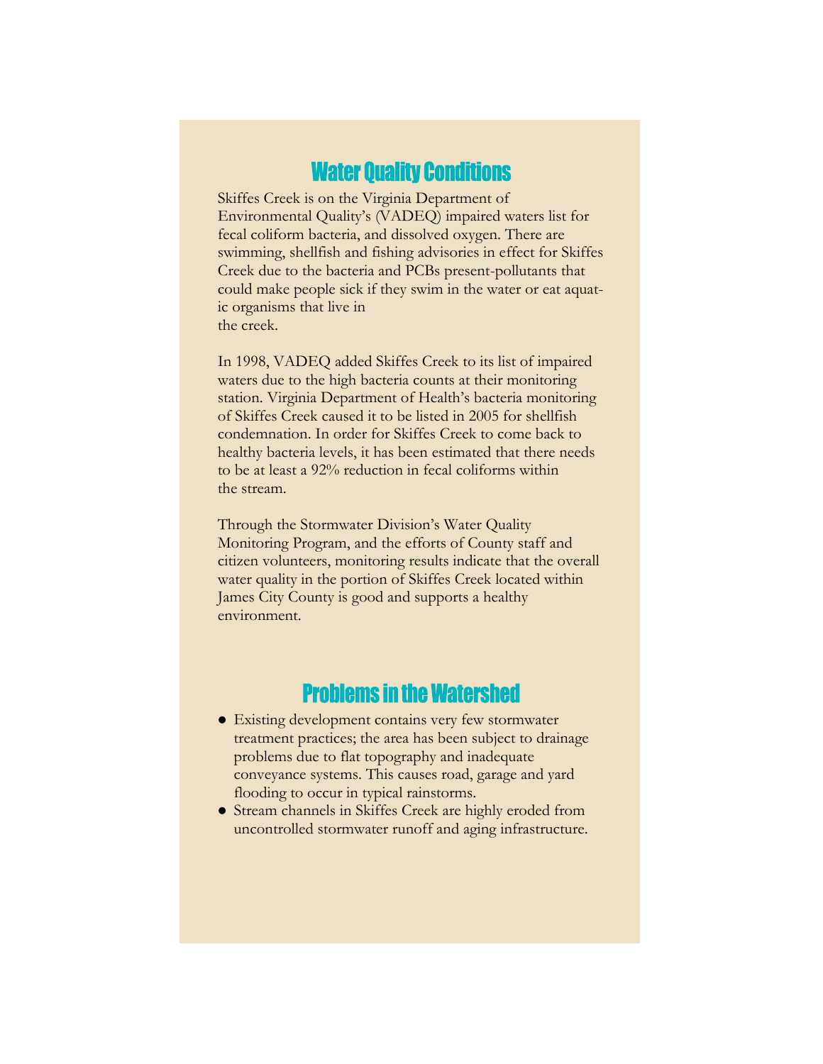## Water Quality Conditions

Skiffes Creek is on the Virginia Department of Environmental Quality's (VADEQ) impaired waters list for fecal coliform bacteria, and dissolved oxygen. There are swimming, shellfish and fishing advisories in effect for Skiffes Creek due to the bacteria and PCBs present-pollutants that could make people sick if they swim in the water or eat aquatic organisms that live in the creek.

In 1998, VADEQ added Skiffes Creek to its list of impaired waters due to the high bacteria counts at their monitoring station. Virginia Department of Health's bacteria monitoring of Skiffes Creek caused it to be listed in 2005 for shellfish condemnation. In order for Skiffes Creek to come back to healthy bacteria levels, it has been estimated that there needs to be at least a 92% reduction in fecal coliforms within the stream.

Through the Stormwater Division's Water Quality Monitoring Program, and the efforts of County staff and citizen volunteers, monitoring results indicate that the overall water quality in the portion of Skiffes Creek located within James City County is good and supports a healthy environment.

## Problems in the Watershed

- Existing development contains very few stormwater treatment practices; the area has been subject to drainage problems due to flat topography and inadequate conveyance systems. This causes road, garage and yard flooding to occur in typical rainstorms.
- Stream channels in Skiffes Creek are highly eroded from uncontrolled stormwater runoff and aging infrastructure.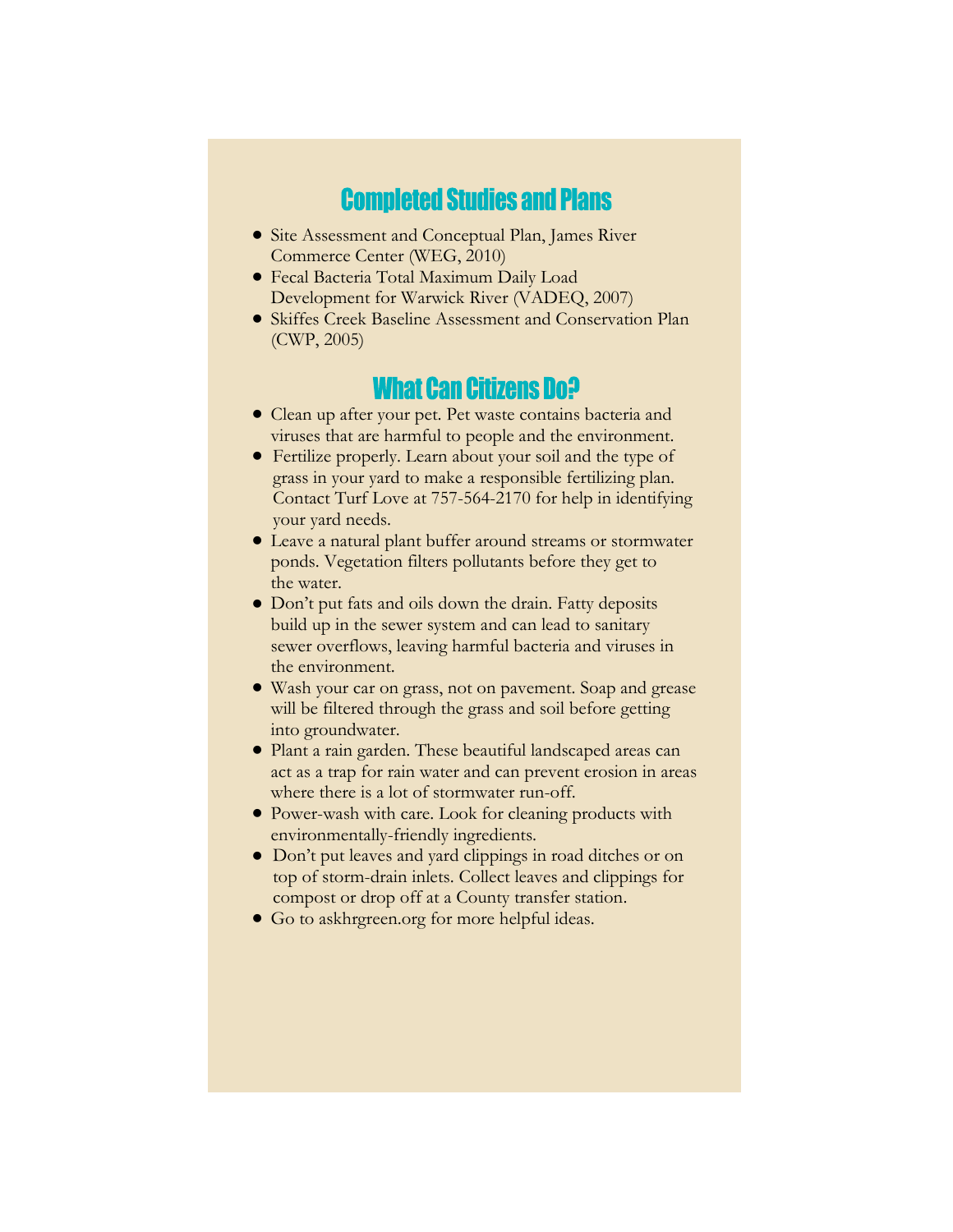## Completed Studies and Plans

- Site Assessment and Conceptual Plan, James River Commerce Center (WEG, 2010)
- Fecal Bacteria Total Maximum Daily Load Development for Warwick River (VADEQ, 2007)
- Skiffes Creek Baseline Assessment and Conservation Plan (CWP, 2005)

## What Can Citizens Do?

- Clean up after your pet. Pet waste contains bacteria and viruses that are harmful to people and the environment.
- Fertilize properly. Learn about your soil and the type of grass in your yard to make a responsible fertilizing plan. Contact Turf Love at 757-564-2170 for help in identifying your yard needs.
- Leave a natural plant buffer around streams or stormwater ponds. Vegetation filters pollutants before they get to the water.
- Don't put fats and oils down the drain. Fatty deposits build up in the sewer system and can lead to sanitary sewer overflows, leaving harmful bacteria and viruses in the environment.
- Wash your car on grass, not on pavement. Soap and grease will be filtered through the grass and soil before getting into groundwater.
- Plant a rain garden. These beautiful landscaped areas can act as a trap for rain water and can prevent erosion in areas where there is a lot of stormwater run-off.
- Power-wash with care. Look for cleaning products with environmentally-friendly ingredients.
- Don't put leaves and yard clippings in road ditches or on top of storm-drain inlets. Collect leaves and clippings for compost or drop off at a County transfer station.
- Go to askhrgreen.org for more helpful ideas.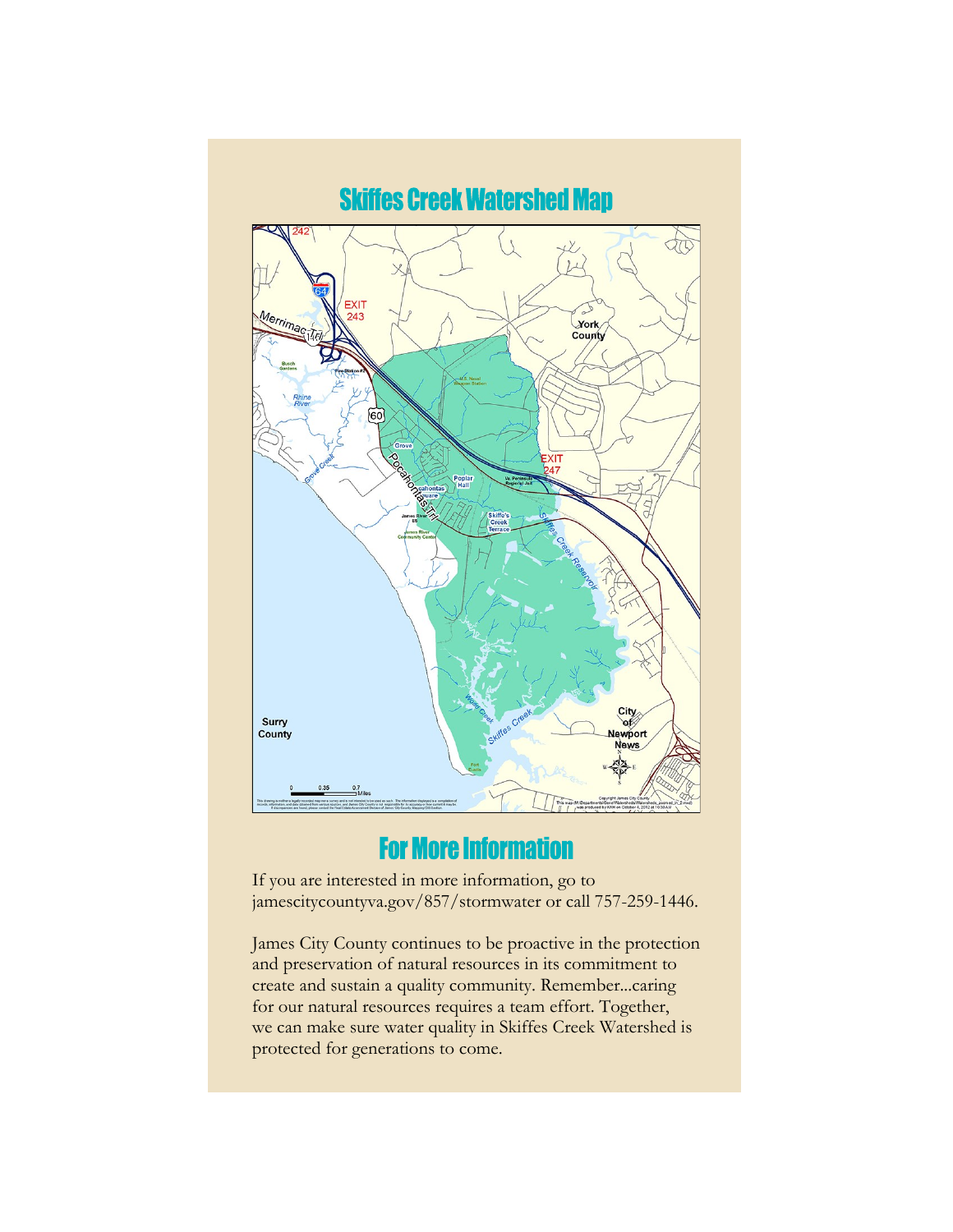## Skiffes Creek Watershed Map

242
64
EXIT 243
Merrimac Trl
York County
Busch Gardens
Fire Station #2
U.S. Naval Weapon Station
Rhine River
60
Grove
EXIT 247
Pocahontas Trl
Poplar Hall
Va. Peninsula Regional Jail
Pocahontas Square
James River ES
Skiffe's Creek Terrace
James River Community Center
Grove Creek
Skiffes Creek Reservoir
Skiffes Creek
Wood Creek
City of Newport News
Surry County
Fort Eustis
0 0.35 0.7 Miles

## For More Information

If you are interested in more information, go to jamescitycountyva.gov/857/stormwater or call 757-259-1446.

James City County continues to be proactive in the protection and preservation of natural resources in its commitment to create and sustain a quality community. Remember...caring for our natural resources requires a team effort. Together, we can make sure water quality in Skiffes Creek Watershed is protected for generations to come.